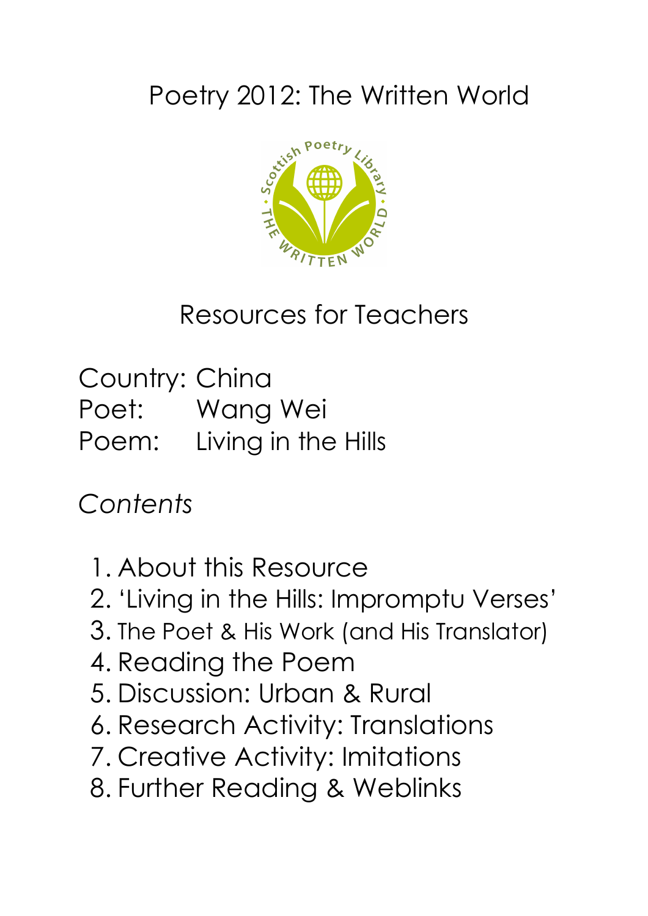# Poetry 2012: The Written World

Resources for Teachers

Country: China
Poet: Wang Wei
Poem: Living in the Hills

*Contents*

1. About this Resource
2. 'Living in the Hills: Impromptu Verses'
3. The Poet & His Work (and His Translator)
4. Reading the Poem
5. Discussion: Urban & Rural
6. Research Activity: Translations
7. Creative Activity: Imitations
8. Further Reading & Weblinks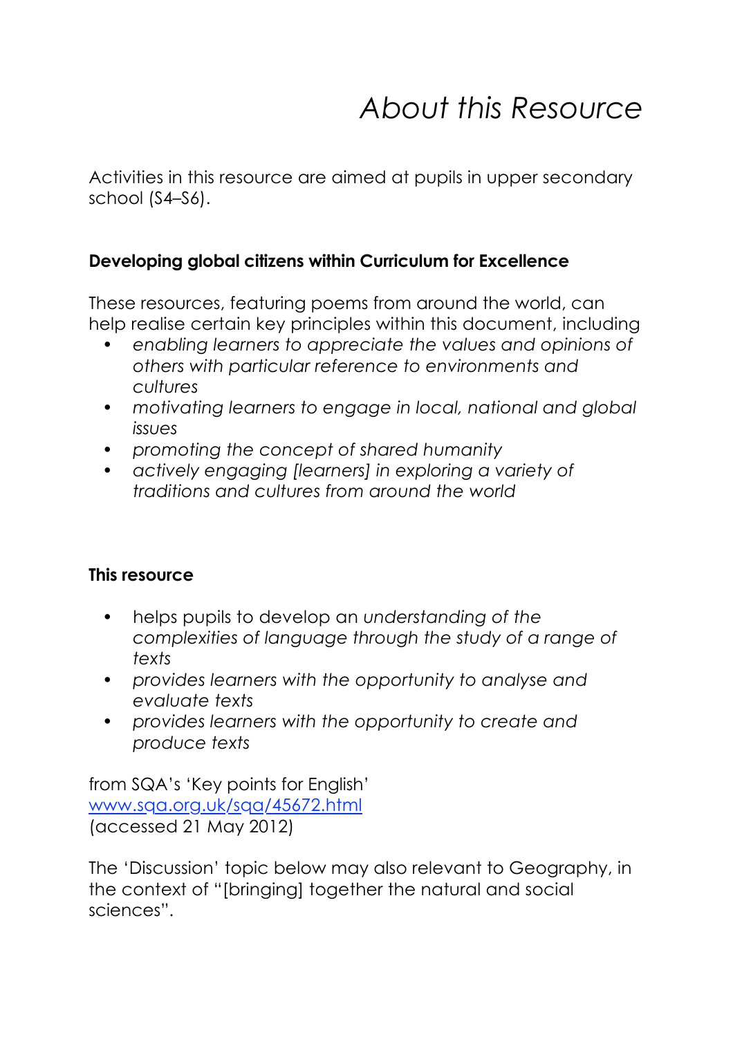# *About this Resource*

Activities in this resource are aimed at pupils in upper secondary school (S4–S6).

**Developing global citizens within Curriculum for Excellence**

These resources, featuring poems from around the world, can help realise certain key principles within this document, including

- *enabling learners to appreciate the values and opinions of others with particular reference to environments and cultures*
- *motivating learners to engage in local, national and global issues*
- *promoting the concept of shared humanity*
- *actively engaging [learners] in exploring a variety of traditions and cultures from around the world*

**This resource**

- helps pupils to develop an *understanding of the complexities of language through the study of a range of texts*
- *provides learners with the opportunity to analyse and evaluate texts*
- *provides learners with the opportunity to create and produce texts*

from SQA's 'Key points for English'
[www.sqa.org.uk/sqa/45672.html](www.sqa.org.uk/sqa/45672.html)
(accessed 21 May 2012)

The 'Discussion' topic below may also relevant to Geography, in the context of "[bringing] together the natural and social sciences".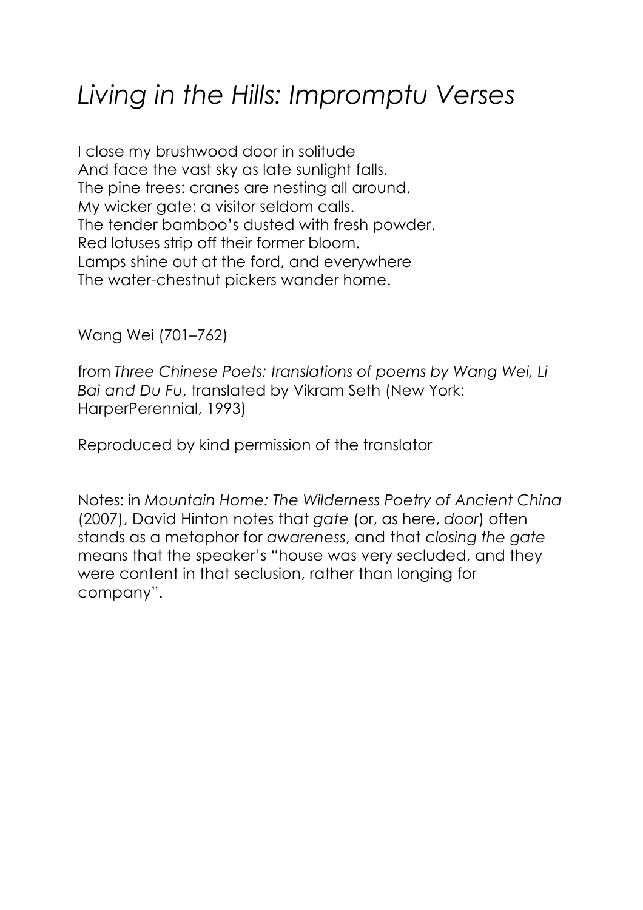# *Living in the Hills: Impromptu Verses*

I close my brushwood door in solitude
And face the vast sky as late sunlight falls.
The pine trees: cranes are nesting all around.
My wicker gate: a visitor seldom calls.
The tender bamboo's dusted with fresh powder.
Red lotuses strip off their former bloom.
Lamps shine out at the ford, and everywhere
The water-chestnut pickers wander home.

Wang Wei (701–762)

from *Three Chinese Poets: translations of poems by Wang Wei, Li Bai and Du Fu*, translated by Vikram Seth (New York: HarperPerennial, 1993)

Reproduced by kind permission of the translator

Notes: in *Mountain Home: The Wilderness Poetry of Ancient China* (2007), David Hinton notes that *gate* (or, as here, *door*) often stands as a metaphor for *awareness*, and that *closing the gate* means that the speaker's "house was very secluded, and they were content in that seclusion, rather than longing for company".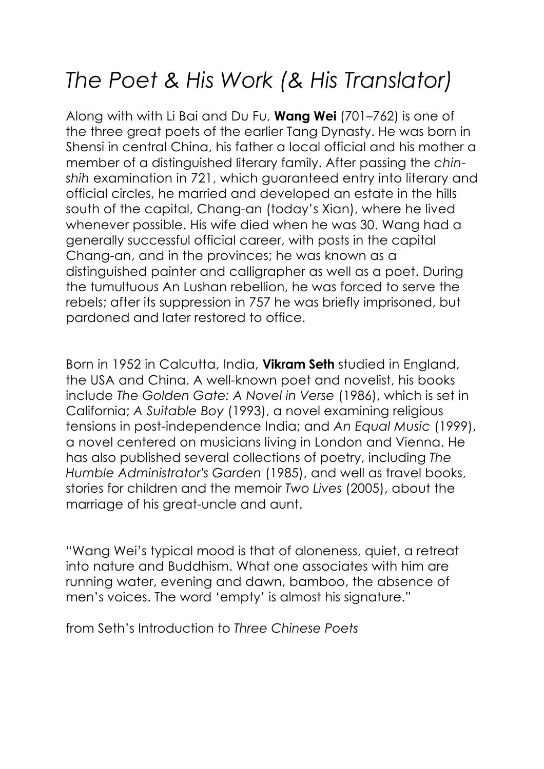# *The Poet & His Work (& His Translator)*

Along with with Li Bai and Du Fu, **Wang Wei** (701–762) is one of the three great poets of the earlier Tang Dynasty. He was born in Shensi in central China, his father a local official and his mother a member of a distinguished literary family. After passing the *chin-shih* examination in 721, which guaranteed entry into literary and official circles, he married and developed an estate in the hills south of the capital, Chang-an (today's Xian), where he lived whenever possible. His wife died when he was 30. Wang had a generally successful official career, with posts in the capital Chang-an, and in the provinces; he was known as a distinguished painter and calligrapher as well as a poet. During the tumultuous An Lushan rebellion, he was forced to serve the rebels; after its suppression in 757 he was briefly imprisoned, but pardoned and later restored to office.

Born in 1952 in Calcutta, India, **Vikram Seth** studied in England, the USA and China. A well-known poet and novelist, his books include *The Golden Gate: A Novel in Verse* (1986), which is set in California; *A Suitable Boy* (1993), a novel examining religious tensions in post-independence India; and *An Equal Music* (1999), a novel centered on musicians living in London and Vienna. He has also published several collections of poetry, including *The Humble Administrator's Garden* (1985), and well as travel books, stories for children and the memoir *Two Lives* (2005), about the marriage of his great-uncle and aunt.

"Wang Wei's typical mood is that of aloneness, quiet, a retreat into nature and Buddhism. What one associates with him are running water, evening and dawn, bamboo, the absence of men's voices. The word 'empty' is almost his signature."

from Seth's Introduction to *Three Chinese Poets*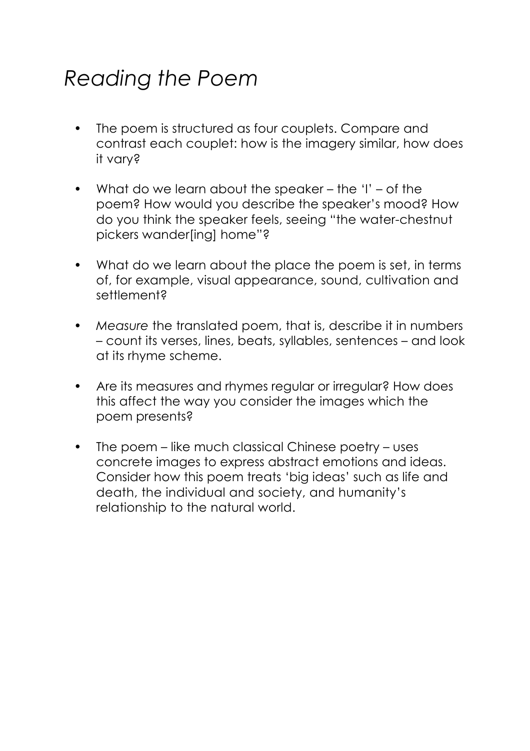# *Reading the Poem*

- The poem is structured as four couplets. Compare and contrast each couplet: how is the imagery similar, how does it vary?
- What do we learn about the speaker – the 'I' – of the poem? How would you describe the speaker's mood? How do you think the speaker feels, seeing "the water-chestnut pickers wander[ing] home"?
- What do we learn about the place the poem is set, in terms of, for example, visual appearance, sound, cultivation and settlement?
- *Measure* the translated poem, that is, describe it in numbers – count its verses, lines, beats, syllables, sentences – and look at its rhyme scheme.
- Are its measures and rhymes regular or irregular? How does this affect the way you consider the images which the poem presents?
- The poem – like much classical Chinese poetry – uses concrete images to express abstract emotions and ideas. Consider how this poem treats 'big ideas' such as life and death, the individual and society, and humanity's relationship to the natural world.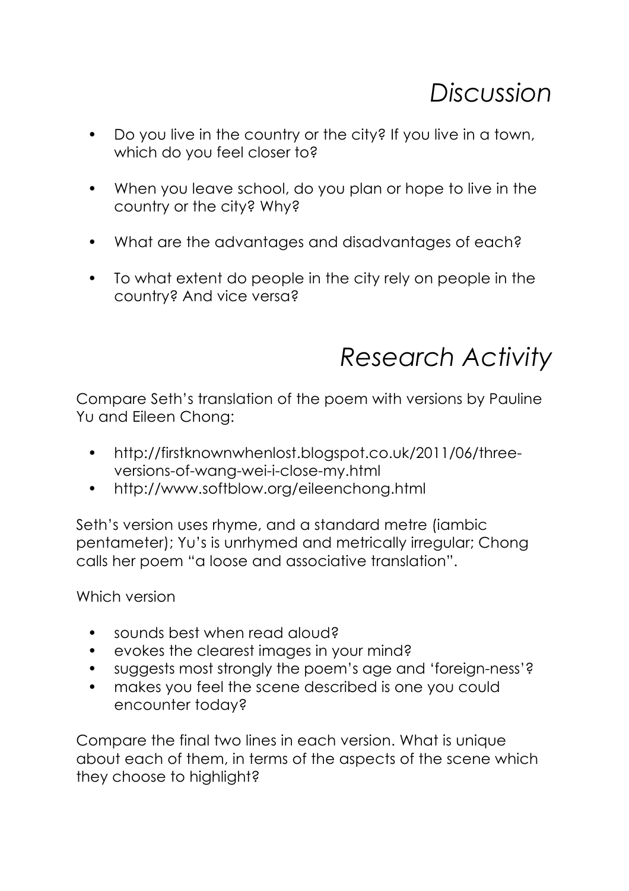## *Discussion*

- Do you live in the country or the city? If you live in a town, which do you feel closer to?
- When you leave school, do you plan or hope to live in the country or the city? Why?
- What are the advantages and disadvantages of each?
- To what extent do people in the city rely on people in the country? And vice versa?

## *Research Activity*

Compare Seth's translation of the poem with versions by Pauline Yu and Eileen Chong:

- http://firstknownwhenlost.blogspot.co.uk/2011/06/three-versions-of-wang-wei-i-close-my.html
- http://www.softblow.org/eileenchong.html

Seth's version uses rhyme, and a standard metre (iambic pentameter); Yu's is unrhymed and metrically irregular; Chong calls her poem "a loose and associative translation".

Which version

- sounds best when read aloud?
- evokes the clearest images in your mind?
- suggests most strongly the poem's age and 'foreign-ness'?
- makes you feel the scene described is one you could encounter today?

Compare the final two lines in each version. What is unique about each of them, in terms of the aspects of the scene which they choose to highlight?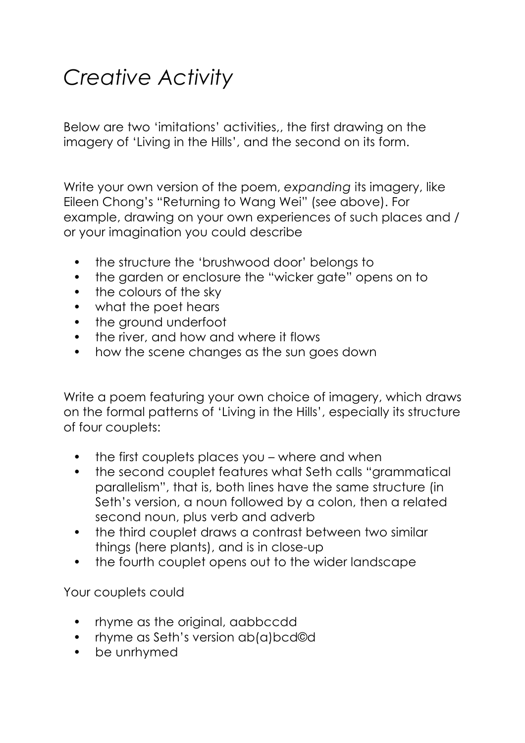# *Creative Activity*

Below are two 'imitations' activities,, the first drawing on the imagery of 'Living in the Hills', and the second on its form.

Write your own version of the poem, *expanding* its imagery, like Eileen Chong's "Returning to Wang Wei" (see above). For example, drawing on your own experiences of such places and / or your imagination you could describe

- the structure the 'brushwood door' belongs to
- the garden or enclosure the "wicker gate" opens on to
- the colours of the sky
- what the poet hears
- the ground underfoot
- the river, and how and where it flows
- how the scene changes as the sun goes down

Write a poem featuring your own choice of imagery, which draws on the formal patterns of 'Living in the Hills', especially its structure of four couplets:

- the first couplets places you – where and when
- the second couplet features what Seth calls "grammatical parallelism", that is, both lines have the same structure (in Seth's version, a noun followed by a colon, then a related second noun, plus verb and adverb
- the third couplet draws a contrast between two similar things (here plants), and is in close-up
- the fourth couplet opens out to the wider landscape

Your couplets could

- rhyme as the original, aabbccdd
- rhyme as Seth's version ab(a)bcd©d
- be unrhymed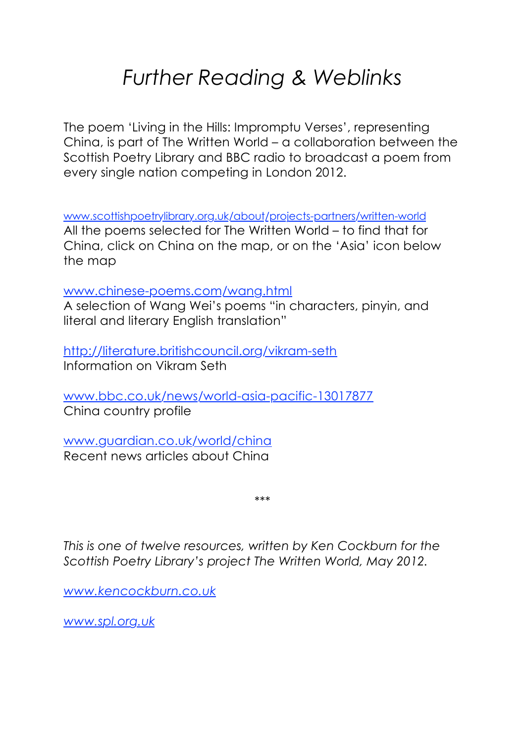# *Further Reading & Weblinks*

The poem 'Living in the Hills: Impromptu Verses', representing China, is part of The Written World – a collaboration between the Scottish Poetry Library and BBC radio to broadcast a poem from every single nation competing in London 2012.

www.scottishpoetrylibrary.org.uk/about/projects-partners/written-world
All the poems selected for The Written World – to find that for China, click on China on the map, or on the 'Asia' icon below the map

www.chinese-poems.com/wang.html
A selection of Wang Wei's poems "in characters, pinyin, and literal and literary English translation"

http://literature.britishcouncil.org/vikram-seth
Information on Vikram Seth

www.bbc.co.uk/news/world-asia-pacific-13017877
China country profile

www.guardian.co.uk/world/china
Recent news articles about China

***

*This is one of twelve resources, written by Ken Cockburn for the Scottish Poetry Library's project The Written World, May 2012.*

*www.kencockburn.co.uk*

*www.spl.org.uk*